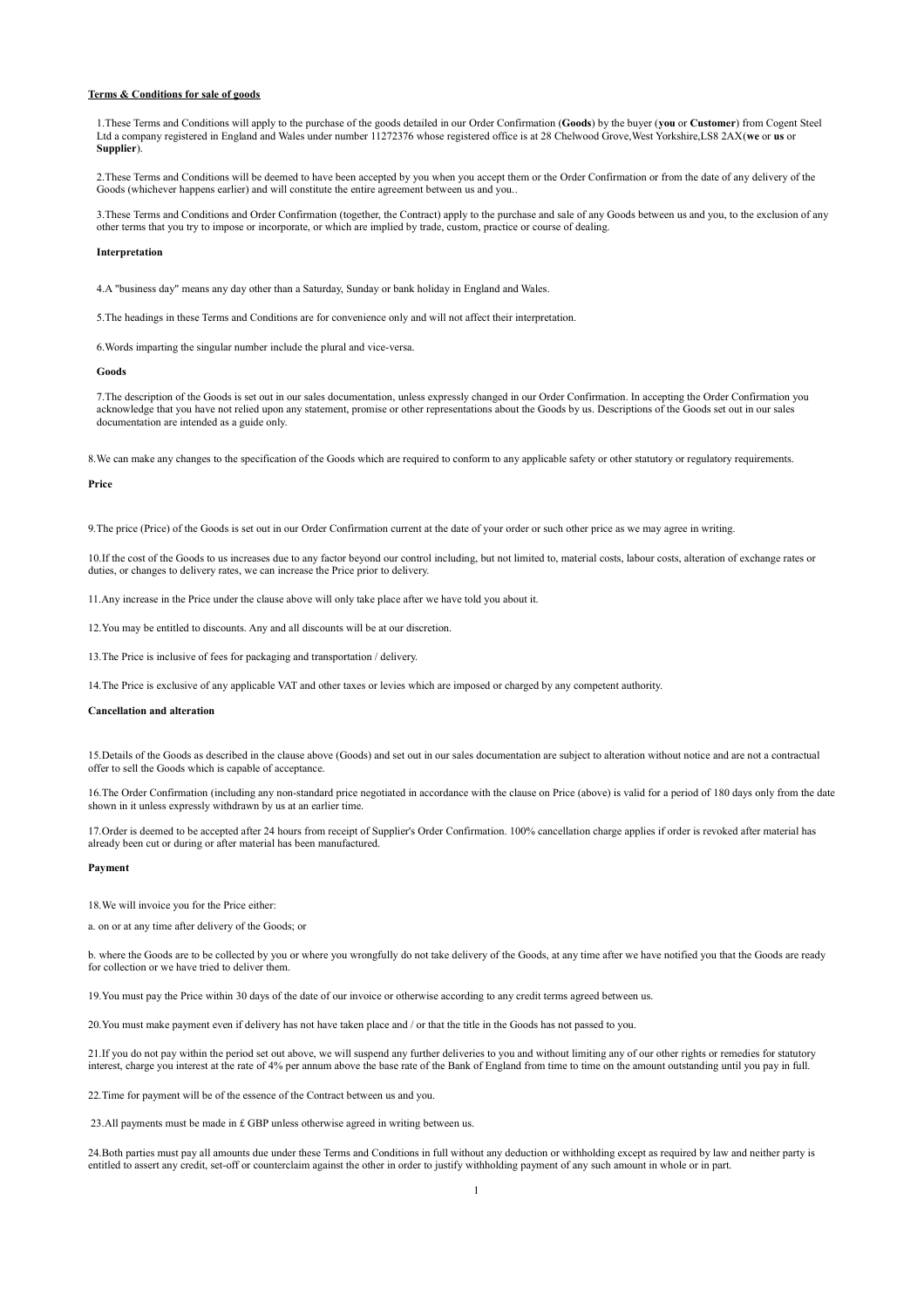**Terms & Conditions for sale of goods**

1.These Terms and Conditions will apply to the purchase of the goods detailed in our Order Confirmation (**Goods**) by the buyer (**you** or **Customer**) from Cogent Steel Ltd a company registered in England and Wales under number 11272376 whose registered office is at 28 Chelwood Grove,West Yorkshire,LS8 2AX(**we** or **us** or **Supplier**).

2.These Terms and Conditions will be deemed to have been accepted by you when you accept them or the Order Confirmation or from the date of any delivery of the Goods (whichever happens earlier) and will constitute the entire agreement between us and you..

3.These Terms and Conditions and Order Confirmation (together, the Contract) apply to the purchase and sale of any Goods between us and you, to the exclusion of any other terms that you try to impose or incorporate, or which are implied by trade, custom, practice or course of dealing.

**Interpretation**

4.A "business day" means any day other than a Saturday, Sunday or bank holiday in England and Wales.

5.The headings in these Terms and Conditions are for convenience only and will not affect their interpretation.

6.Words imparting the singular number include the plural and vice-versa.

**Goods**

7.The description of the Goods is set out in our sales documentation, unless expressly changed in our Order Confirmation. In accepting the Order Confirmation you acknowledge that you have not relied upon any statement, promise or other representations about the Goods by us. Descriptions of the Goods set out in our sales documentation are intended as a guide only.

8.We can make any changes to the specification of the Goods which are required to conform to any applicable safety or other statutory or regulatory requirements.

**Price**

9.The price (Price) of the Goods is set out in our Order Confirmation current at the date of your order or such other price as we may agree in writing.

10.If the cost of the Goods to us increases due to any factor beyond our control including, but not limited to, material costs, labour costs, alteration of exchange rates or duties, or changes to delivery rates, we can increase the Price prior to delivery.

11.Any increase in the Price under the clause above will only take place after we have told you about it.

12.You may be entitled to discounts. Any and all discounts will be at our discretion.

13.The Price is inclusive of fees for packaging and transportation / delivery.

14.The Price is exclusive of any applicable VAT and other taxes or levies which are imposed or charged by any competent authority.

**Cancellation and alteration**

15.Details of the Goods as described in the clause above (Goods) and set out in our sales documentation are subject to alteration without notice and are not a contractual offer to sell the Goods which is capable of acceptance.

16.The Order Confirmation (including any non-standard price negotiated in accordance with the clause on Price (above) is valid for a period of 180 days only from the date shown in it unless expressly withdrawn by us at an earlier time.

17.Order is deemed to be accepted after 24 hours from receipt of Supplier's Order Confirmation. 100% cancellation charge applies if order is revoked after material has already been cut or during or after material has been manufactured.

**Payment**

18.We will invoice you for the Price either:

a. on or at any time after delivery of the Goods; or

b. where the Goods are to be collected by you or where you wrongfully do not take delivery of the Goods, at any time after we have notified you that the Goods are ready for collection or we have tried to deliver them.

19.You must pay the Price within 30 days of the date of our invoice or otherwise according to any credit terms agreed between us.

20.You must make payment even if delivery has not have taken place and / or that the title in the Goods has not passed to you.

21.If you do not pay within the period set out above, we will suspend any further deliveries to you and without limiting any of our other rights or remedies for statutory interest, charge you interest at the rate of 4% per annum above the base rate of the Bank of England from time to time on the amount outstanding until you pay in full.

22.Time for payment will be of the essence of the Contract between us and you.

23.All payments must be made in £ GBP unless otherwise agreed in writing between us.

24.Both parties must pay all amounts due under these Terms and Conditions in full without any deduction or withholding except as required by law and neither party is entitled to assert any credit, set-off or counterclaim against the other in order to justify withholding payment of any such amount in whole or in part.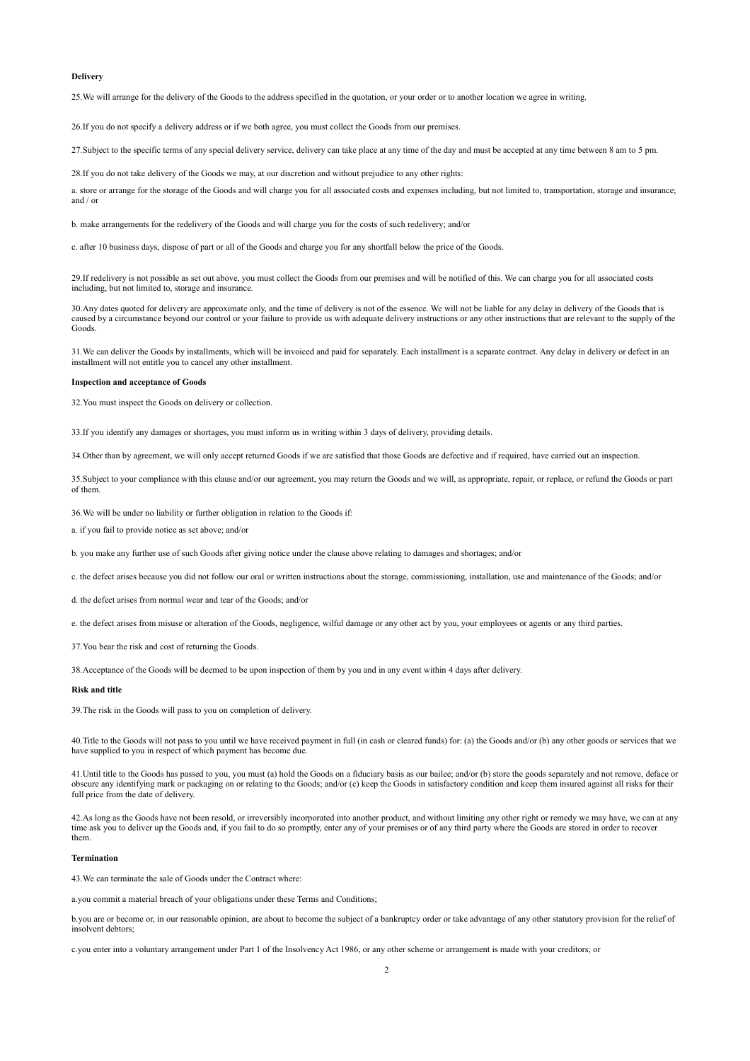**Delivery**

25.We will arrange for the delivery of the Goods to the address specified in the quotation, or your order or to another location we agree in writing.

26.If you do not specify a delivery address or if we both agree, you must collect the Goods from our premises.

27.Subject to the specific terms of any special delivery service, delivery can take place at any time of the day and must be accepted at any time between 8 am to 5 pm.

28.If you do not take delivery of the Goods we may, at our discretion and without prejudice to any other rights:

a. store or arrange for the storage of the Goods and will charge you for all associated costs and expenses including, but not limited to, transportation, storage and insurance; and / or

b. make arrangements for the redelivery of the Goods and will charge you for the costs of such redelivery; and/or

c. after 10 business days, dispose of part or all of the Goods and charge you for any shortfall below the price of the Goods.

29.If redelivery is not possible as set out above, you must collect the Goods from our premises and will be notified of this. We can charge you for all associated costs including, but not limited to, storage and insurance.

30.Any dates quoted for delivery are approximate only, and the time of delivery is not of the essence. We will not be liable for any delay in delivery of the Goods that is caused by a circumstance beyond our control or your failure to provide us with adequate delivery instructions or any other instructions that are relevant to the supply of the Goods.

31.We can deliver the Goods by installments, which will be invoiced and paid for separately. Each installment is a separate contract. Any delay in delivery or defect in an installment will not entitle you to cancel any other installment.

**Inspection and acceptance of Goods**

32.You must inspect the Goods on delivery or collection.

33.If you identify any damages or shortages, you must inform us in writing within 3 days of delivery, providing details.

34.Other than by agreement, we will only accept returned Goods if we are satisfied that those Goods are defective and if required, have carried out an inspection.

35.Subject to your compliance with this clause and/or our agreement, you may return the Goods and we will, as appropriate, repair, or replace, or refund the Goods or part of them.

36.We will be under no liability or further obligation in relation to the Goods if:

a. if you fail to provide notice as set above; and/or

b. you make any further use of such Goods after giving notice under the clause above relating to damages and shortages; and/or

c. the defect arises because you did not follow our oral or written instructions about the storage, commissioning, installation, use and maintenance of the Goods; and/or

d. the defect arises from normal wear and tear of the Goods; and/or

e. the defect arises from misuse or alteration of the Goods, negligence, wilful damage or any other act by you, your employees or agents or any third parties.

37.You bear the risk and cost of returning the Goods.

38.Acceptance of the Goods will be deemed to be upon inspection of them by you and in any event within 4 days after delivery.

**Risk and title**

39.The risk in the Goods will pass to you on completion of delivery.

40.Title to the Goods will not pass to you until we have received payment in full (in cash or cleared funds) for: (a) the Goods and/or (b) any other goods or services that we have supplied to you in respect of which payment has become due.

41.Until title to the Goods has passed to you, you must (a) hold the Goods on a fiduciary basis as our bailee; and/or (b) store the goods separately and not remove, deface or obscure any identifying mark or packaging on or relating to the Goods; and/or (c) keep the Goods in satisfactory condition and keep them insured against all risks for their full price from the date of delivery.

42.As long as the Goods have not been resold, or irreversibly incorporated into another product, and without limiting any other right or remedy we may have, we can at any time ask you to deliver up the Goods and, if you fail to do so promptly, enter any of your premises or of any third party where the Goods are stored in order to recover them.

**Termination**

43.We can terminate the sale of Goods under the Contract where:

a.you commit a material breach of your obligations under these Terms and Conditions;

b.you are or become or, in our reasonable opinion, are about to become the subject of a bankruptcy order or take advantage of any other statutory provision for the relief of insolvent debtors;

c.you enter into a voluntary arrangement under Part 1 of the Insolvency Act 1986, or any other scheme or arrangement is made with your creditors; or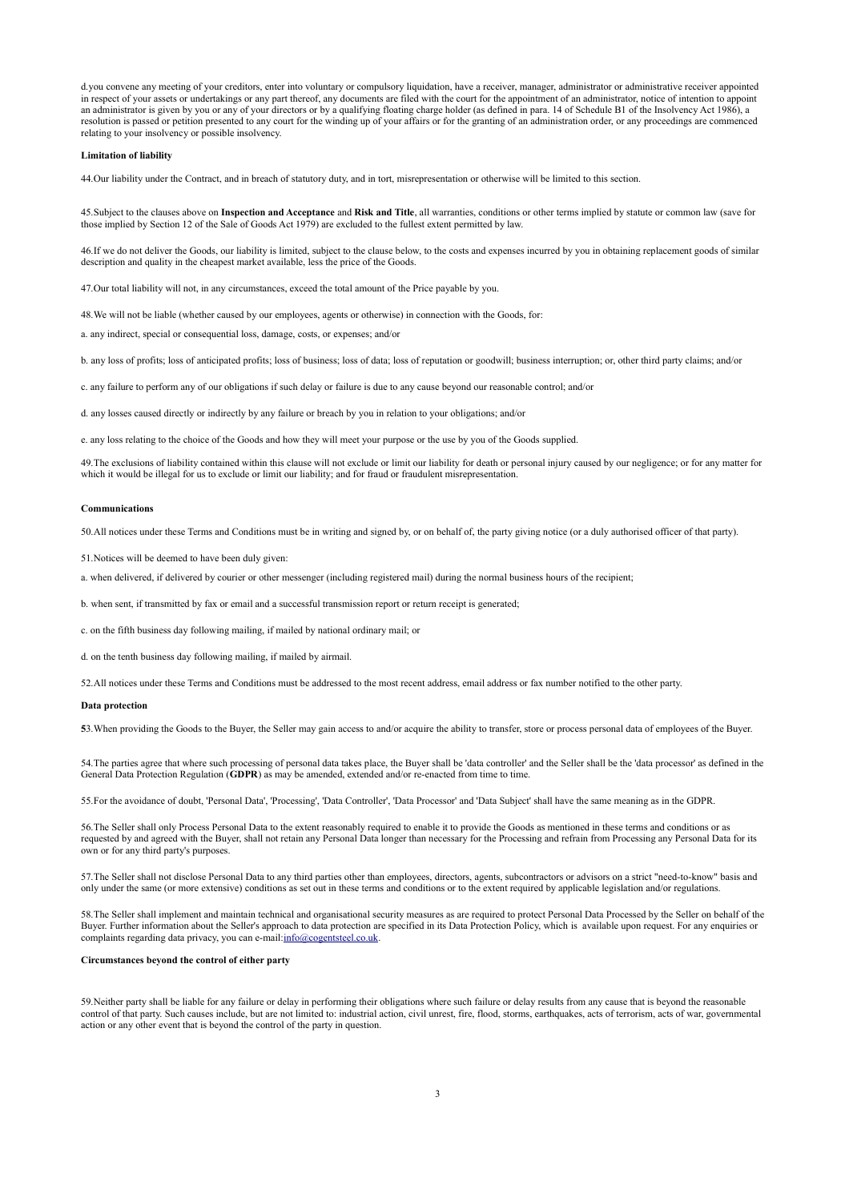d.you convene any meeting of your creditors, enter into voluntary or compulsory liquidation, have a receiver, manager, administrator or administrative receiver appointed in respect of your assets or undertakings or any part thereof, any documents are filed with the court for the appointment of an administrator, notice of intention to appoint an administrator is given by you or any of your directors or by a qualifying floating charge holder (as defined in para. 14 of Schedule B1 of the Insolvency Act 1986), a resolution is passed or petition presented to any court for the winding up of your affairs or for the granting of an administration order, or any proceedings are commenced relating to your insolvency or possible insolvency.

**Limitation of liability**

44.Our liability under the Contract, and in breach of statutory duty, and in tort, misrepresentation or otherwise will be limited to this section.

45.Subject to the clauses above on **Inspection and Acceptance** and **Risk and Title**, all warranties, conditions or other terms implied by statute or common law (save for those implied by Section 12 of the Sale of Goods Act 1979) are excluded to the fullest extent permitted by law.

46.If we do not deliver the Goods, our liability is limited, subject to the clause below, to the costs and expenses incurred by you in obtaining replacement goods of similar description and quality in the cheapest market available, less the price of the Goods.

47.Our total liability will not, in any circumstances, exceed the total amount of the Price payable by you.

48.We will not be liable (whether caused by our employees, agents or otherwise) in connection with the Goods, for:

a. any indirect, special or consequential loss, damage, costs, or expenses; and/or

b. any loss of profits; loss of anticipated profits; loss of business; loss of data; loss of reputation or goodwill; business interruption; or, other third party claims; and/or

c. any failure to perform any of our obligations if such delay or failure is due to any cause beyond our reasonable control; and/or

d. any losses caused directly or indirectly by any failure or breach by you in relation to your obligations; and/or

e. any loss relating to the choice of the Goods and how they will meet your purpose or the use by you of the Goods supplied.

49.The exclusions of liability contained within this clause will not exclude or limit our liability for death or personal injury caused by our negligence; or for any matter for which it would be illegal for us to exclude or limit our liability; and for fraud or fraudulent misrepresentation.

**Communications**

50.All notices under these Terms and Conditions must be in writing and signed by, or on behalf of, the party giving notice (or a duly authorised officer of that party).

51.Notices will be deemed to have been duly given:

a. when delivered, if delivered by courier or other messenger (including registered mail) during the normal business hours of the recipient;

b. when sent, if transmitted by fax or email and a successful transmission report or return receipt is generated;

c. on the fifth business day following mailing, if mailed by national ordinary mail; or

d. on the tenth business day following mailing, if mailed by airmail.

52.All notices under these Terms and Conditions must be addressed to the most recent address, email address or fax number notified to the other party.

**Data protection**

**5**3.When providing the Goods to the Buyer, the Seller may gain access to and/or acquire the ability to transfer, store or process personal data of employees of the Buyer.

54.The parties agree that where such processing of personal data takes place, the Buyer shall be 'data controller' and the Seller shall be the 'data processor' as defined in the General Data Protection Regulation (**GDPR**) as may be amended, extended and/or re-enacted from time to time.

55.For the avoidance of doubt, 'Personal Data', 'Processing', 'Data Controller', 'Data Processor' and 'Data Subject' shall have the same meaning as in the GDPR.

56.The Seller shall only Process Personal Data to the extent reasonably required to enable it to provide the Goods as mentioned in these terms and conditions or as requested by and agreed with the Buyer, shall not retain any Personal Data longer than necessary for the Processing and refrain from Processing any Personal Data for its own or for any third party's purposes.

57.The Seller shall not disclose Personal Data to any third parties other than employees, directors, agents, subcontractors or advisors on a strict "need-to-know" basis and only under the same (or more extensive) conditions as set out in these terms and conditions or to the extent required by applicable legislation and/or regulations.

58.The Seller shall implement and maintain technical and organisational security measures as are required to protect Personal Data Processed by the Seller on behalf of the Buyer. Further information about the Seller's approach to data protection are specified in its Data Protection Policy, which is available upon request. For any enquiries or complaints regarding data privacy, you can e-mail:info@cogentsteel.co.uk.

**Circumstances beyond the control of either party**

59.Neither party shall be liable for any failure or delay in performing their obligations where such failure or delay results from any cause that is beyond the reasonable control of that party. Such causes include, but are not limited to: industrial action, civil unrest, fire, flood, storms, earthquakes, acts of terrorism, acts of war, governmental action or any other event that is beyond the control of the party in question.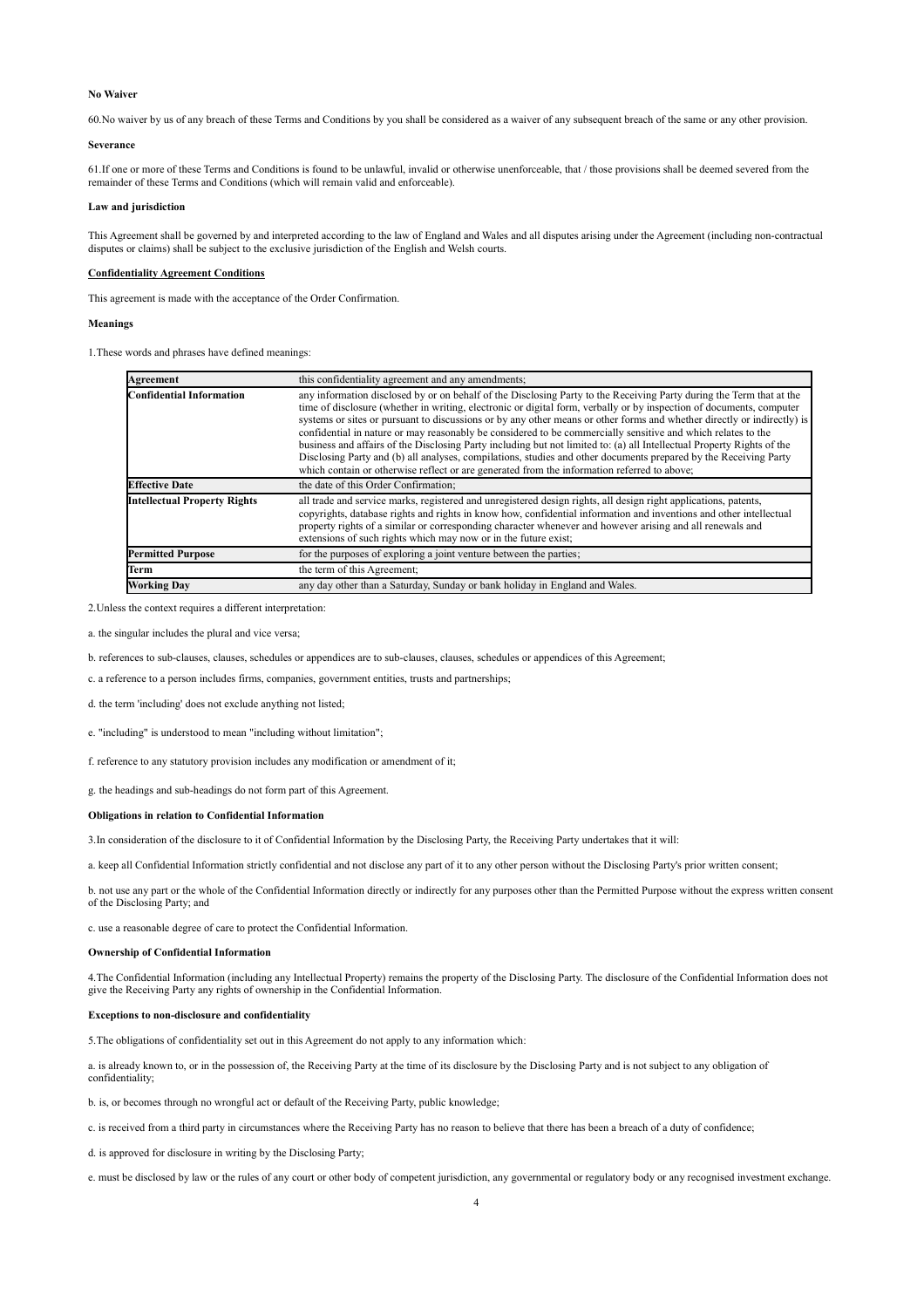**No Waiver**

60.No waiver by us of any breach of these Terms and Conditions by you shall be considered as a waiver of any subsequent breach of the same or any other provision.

**Severance**

61.If one or more of these Terms and Conditions is found to be unlawful, invalid or otherwise unenforceable, that / those provisions shall be deemed severed from the remainder of these Terms and Conditions (which will remain valid and enforceable).

**Law and jurisdiction**

This Agreement shall be governed by and interpreted according to the law of England and Wales and all disputes arising under the Agreement (including non-contractual disputes or claims) shall be subject to the exclusive jurisdiction of the English and Welsh courts.

**Confidentiality Agreement Conditions**

This agreement is made with the acceptance of the Order Confirmation.

**Meanings**

1.These words and phrases have defined meanings:

| Agreement | this confidentiality agreement and any amendments; |
|---|---|
| **Confidential Information** | any information disclosed by or on behalf of the Disclosing Party to the Receiving Party during the Term that at the time of disclosure (whether in writing, electronic or digital form, verbally or by inspection of documents, computer systems or sites or pursuant to discussions or by any other means or other forms and whether directly or indirectly) is confidential in nature or may reasonably be considered to be commercially sensitive and which relates to the business and affairs of the Disclosing Party including but not limited to: (a) all Intellectual Property Rights of the Disclosing Party and (b) all analyses, compilations, studies and other documents prepared by the Receiving Party which contain or otherwise reflect or are generated from the information referred to above; |
| **Effective Date** | the date of this Order Confirmation; |
| **Intellectual Property Rights** | all trade and service marks, registered and unregistered design rights, all design right applications, patents, copyrights, database rights and rights in know how, confidential information and inventions and other intellectual property rights of a similar or corresponding character whenever and however arising and all renewals and extensions of such rights which may now or in the future exist; |
| **Permitted Purpose** | for the purposes of exploring a joint venture between the parties; |
| **Term** | the term of this Agreement; |
| **Working Day** | any day other than a Saturday, Sunday or bank holiday in England and Wales. |

2.Unless the context requires a different interpretation:

a. the singular includes the plural and vice versa;

b. references to sub-clauses, clauses, schedules or appendices are to sub-clauses, clauses, schedules or appendices of this Agreement;

c. a reference to a person includes firms, companies, government entities, trusts and partnerships;

d. the term 'including' does not exclude anything not listed;

e. "including" is understood to mean "including without limitation";

f. reference to any statutory provision includes any modification or amendment of it;

g. the headings and sub-headings do not form part of this Agreement.

**Obligations in relation to Confidential Information**

3.In consideration of the disclosure to it of Confidential Information by the Disclosing Party, the Receiving Party undertakes that it will:

a. keep all Confidential Information strictly confidential and not disclose any part of it to any other person without the Disclosing Party's prior written consent;

b. not use any part or the whole of the Confidential Information directly or indirectly for any purposes other than the Permitted Purpose without the express written consent of the Disclosing Party; and

c. use a reasonable degree of care to protect the Confidential Information.

**Ownership of Confidential Information**

4.The Confidential Information (including any Intellectual Property) remains the property of the Disclosing Party. The disclosure of the Confidential Information does not give the Receiving Party any rights of ownership in the Confidential Information.

**Exceptions to non-disclosure and confidentiality**

5.The obligations of confidentiality set out in this Agreement do not apply to any information which:

a. is already known to, or in the possession of, the Receiving Party at the time of its disclosure by the Disclosing Party and is not subject to any obligation of confidentiality;

b. is, or becomes through no wrongful act or default of the Receiving Party, public knowledge;

c. is received from a third party in circumstances where the Receiving Party has no reason to believe that there has been a breach of a duty of confidence;

d. is approved for disclosure in writing by the Disclosing Party;

e. must be disclosed by law or the rules of any court or other body of competent jurisdiction, any governmental or regulatory body or any recognised investment exchange.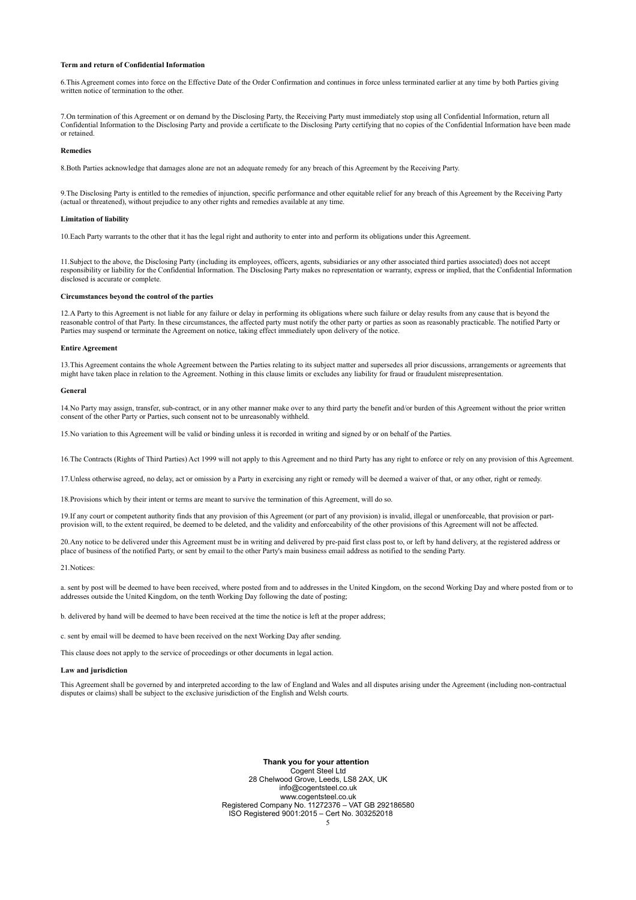**Term and return of Confidential Information**

6.This Agreement comes into force on the Effective Date of the Order Confirmation and continues in force unless terminated earlier at any time by both Parties giving written notice of termination to the other.

7.On termination of this Agreement or on demand by the Disclosing Party, the Receiving Party must immediately stop using all Confidential Information, return all Confidential Information to the Disclosing Party and provide a certificate to the Disclosing Party certifying that no copies of the Confidential Information have been made or retained.

**Remedies**

8.Both Parties acknowledge that damages alone are not an adequate remedy for any breach of this Agreement by the Receiving Party.

9.The Disclosing Party is entitled to the remedies of injunction, specific performance and other equitable relief for any breach of this Agreement by the Receiving Party (actual or threatened), without prejudice to any other rights and remedies available at any time.

**Limitation of liability**

10.Each Party warrants to the other that it has the legal right and authority to enter into and perform its obligations under this Agreement.

11.Subject to the above, the Disclosing Party (including its employees, officers, agents, subsidiaries or any other associated third parties associated) does not accept responsibility or liability for the Confidential Information. The Disclosing Party makes no representation or warranty, express or implied, that the Confidential Information disclosed is accurate or complete.

**Circumstances beyond the control of the parties**

12.A Party to this Agreement is not liable for any failure or delay in performing its obligations where such failure or delay results from any cause that is beyond the reasonable control of that Party. In these circumstances, the affected party must notify the other party or parties as soon as reasonably practicable. The notified Party or Parties may suspend or terminate the Agreement on notice, taking effect immediately upon delivery of the notice.

**Entire Agreement**

13.This Agreement contains the whole Agreement between the Parties relating to its subject matter and supersedes all prior discussions, arrangements or agreements that might have taken place in relation to the Agreement. Nothing in this clause limits or excludes any liability for fraud or fraudulent misrepresentation.

**General**

14.No Party may assign, transfer, sub-contract, or in any other manner make over to any third party the benefit and/or burden of this Agreement without the prior written consent of the other Party or Parties, such consent not to be unreasonably withheld.

15.No variation to this Agreement will be valid or binding unless it is recorded in writing and signed by or on behalf of the Parties.

16.The Contracts (Rights of Third Parties) Act 1999 will not apply to this Agreement and no third Party has any right to enforce or rely on any provision of this Agreement.

17.Unless otherwise agreed, no delay, act or omission by a Party in exercising any right or remedy will be deemed a waiver of that, or any other, right or remedy.

18.Provisions which by their intent or terms are meant to survive the termination of this Agreement, will do so.

19.If any court or competent authority finds that any provision of this Agreement (or part of any provision) is invalid, illegal or unenforceable, that provision or part-provision will, to the extent required, be deemed to be deleted, and the validity and enforceability of the other provisions of this Agreement will not be affected.

20.Any notice to be delivered under this Agreement must be in writing and delivered by pre-paid first class post to, or left by hand delivery, at the registered address or place of business of the notified Party, or sent by email to the other Party's main business email address as notified to the sending Party.

21.Notices:

a. sent by post will be deemed to have been received, where posted from and to addresses in the United Kingdom, on the second Working Day and where posted from or to addresses outside the United Kingdom, on the tenth Working Day following the date of posting;

b. delivered by hand will be deemed to have been received at the time the notice is left at the proper address;

c. sent by email will be deemed to have been received on the next Working Day after sending.

This clause does not apply to the service of proceedings or other documents in legal action.

**Law and jurisdiction**

This Agreement shall be governed by and interpreted according to the law of England and Wales and all disputes arising under the Agreement (including non-contractual disputes or claims) shall be subject to the exclusive jurisdiction of the English and Welsh courts.

**Thank you for your attention**
Cogent Steel Ltd
28 Chelwood Grove, Leeds, LS8 2AX, UK
info@cogentsteel.co.uk
www.cogentsteel.co.uk
Registered Company No. 11272376 – VAT GB 292186580
ISO Registered 9001:2015 – Cert No. 303252018